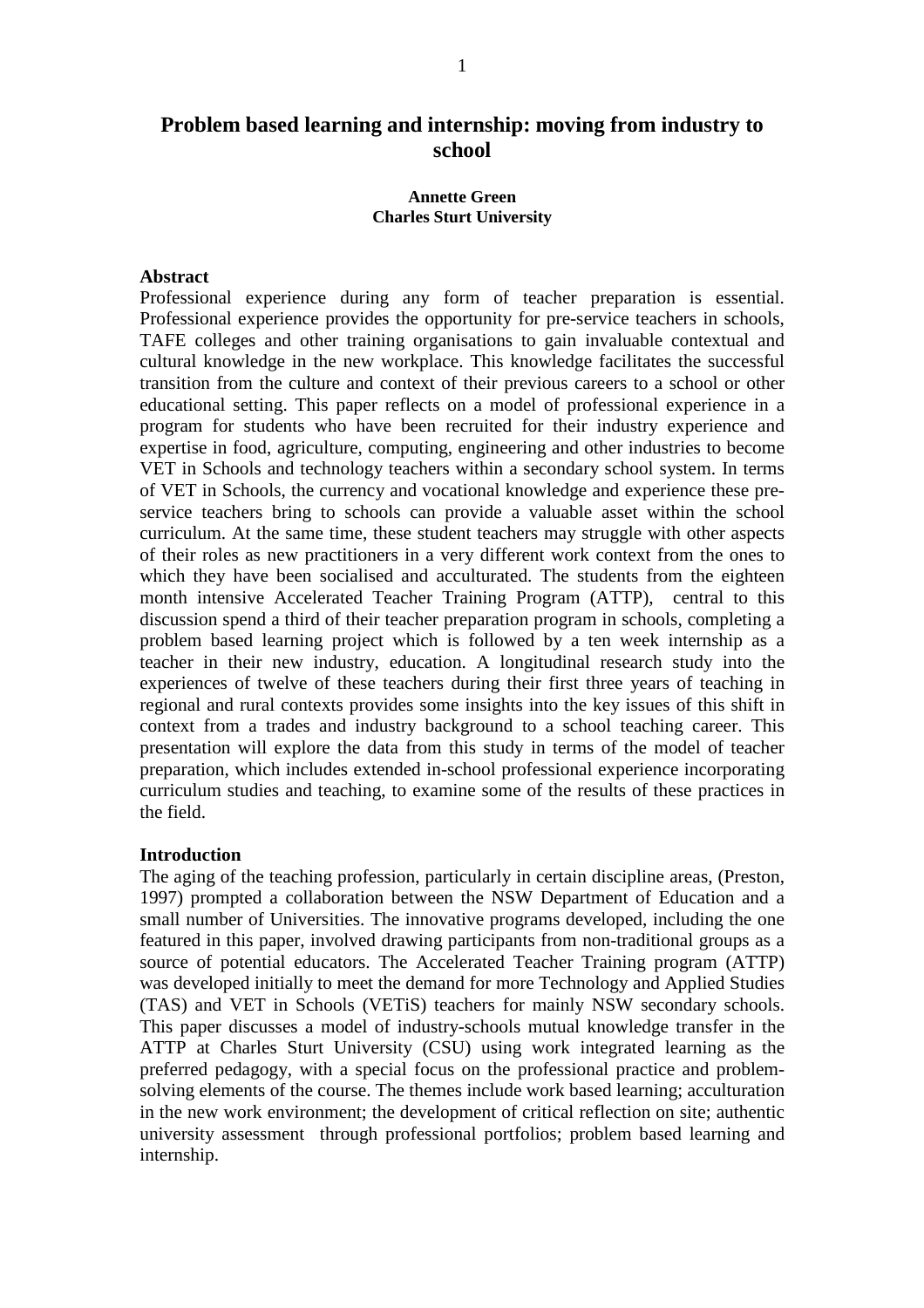# Problem based learning and internship: moving from industry to school

**Annette Green**
**Charles Sturt University**

## Abstract

Professional experience during any form of teacher preparation is essential. Professional experience provides the opportunity for pre-service teachers in schools, TAFE colleges and other training organisations to gain invaluable contextual and cultural knowledge in the new workplace. This knowledge facilitates the successful transition from the culture and context of their previous careers to a school or other educational setting. This paper reflects on a model of professional experience in a program for students who have been recruited for their industry experience and expertise in food, agriculture, computing, engineering and other industries to become VET in Schools and technology teachers within a secondary school system. In terms of VET in Schools, the currency and vocational knowledge and experience these pre-service teachers bring to schools can provide a valuable asset within the school curriculum. At the same time, these student teachers may struggle with other aspects of their roles as new practitioners in a very different work context from the ones to which they have been socialised and acculturated. The students from the eighteen month intensive Accelerated Teacher Training Program (ATTP), central to this discussion spend a third of their teacher preparation program in schools, completing a problem based learning project which is followed by a ten week internship as a teacher in their new industry, education. A longitudinal research study into the experiences of twelve of these teachers during their first three years of teaching in regional and rural contexts provides some insights into the key issues of this shift in context from a trades and industry background to a school teaching career. This presentation will explore the data from this study in terms of the model of teacher preparation, which includes extended in-school professional experience incorporating curriculum studies and teaching, to examine some of the results of these practices in the field.

## Introduction

The aging of the teaching profession, particularly in certain discipline areas, (Preston, 1997) prompted a collaboration between the NSW Department of Education and a small number of Universities. The innovative programs developed, including the one featured in this paper, involved drawing participants from non-traditional groups as a source of potential educators. The Accelerated Teacher Training program (ATTP) was developed initially to meet the demand for more Technology and Applied Studies (TAS) and VET in Schools (VETiS) teachers for mainly NSW secondary schools. This paper discusses a model of industry-schools mutual knowledge transfer in the ATTP at Charles Sturt University (CSU) using work integrated learning as the preferred pedagogy, with a special focus on the professional practice and problem-solving elements of the course. The themes include work based learning; acculturation in the new work environment; the development of critical reflection on site; authentic university assessment through professional portfolios; problem based learning and internship.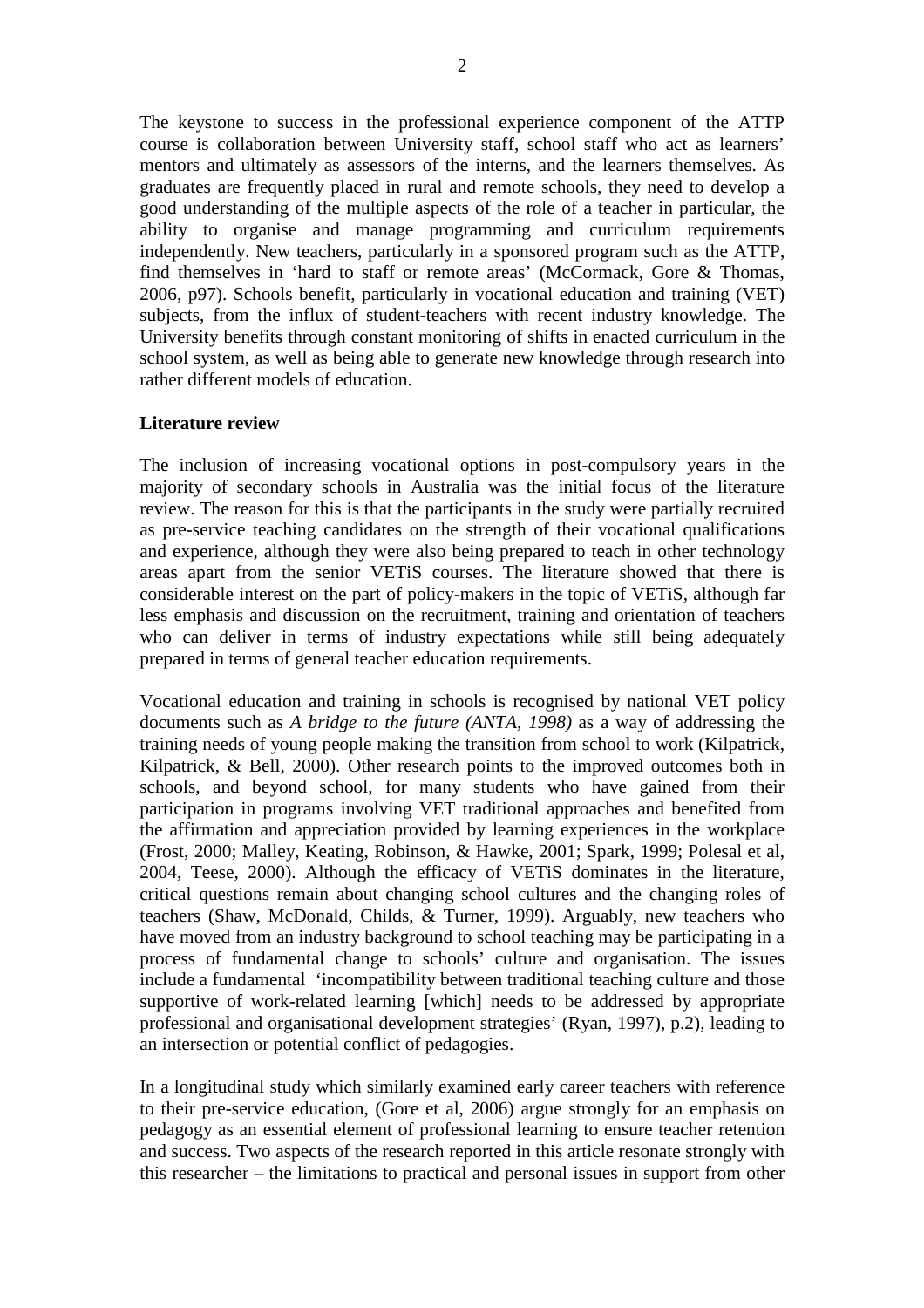The keystone to success in the professional experience component of the ATTP course is collaboration between University staff, school staff who act as learners' mentors and ultimately as assessors of the interns, and the learners themselves. As graduates are frequently placed in rural and remote schools, they need to develop a good understanding of the multiple aspects of the role of a teacher in particular, the ability to organise and manage programming and curriculum requirements independently. New teachers, particularly in a sponsored program such as the ATTP, find themselves in 'hard to staff or remote areas' (McCormack, Gore & Thomas, 2006, p97). Schools benefit, particularly in vocational education and training (VET) subjects, from the influx of student-teachers with recent industry knowledge. The University benefits through constant monitoring of shifts in enacted curriculum in the school system, as well as being able to generate new knowledge through research into rather different models of education.

**Literature review**

The inclusion of increasing vocational options in post-compulsory years in the majority of secondary schools in Australia was the initial focus of the literature review. The reason for this is that the participants in the study were partially recruited as pre-service teaching candidates on the strength of their vocational qualifications and experience, although they were also being prepared to teach in other technology areas apart from the senior VETiS courses. The literature showed that there is considerable interest on the part of policy-makers in the topic of VETiS, although far less emphasis and discussion on the recruitment, training and orientation of teachers who can deliver in terms of industry expectations while still being adequately prepared in terms of general teacher education requirements.

Vocational education and training in schools is recognised by national VET policy documents such as *A bridge to the future (ANTA, 1998)* as a way of addressing the training needs of young people making the transition from school to work (Kilpatrick, Kilpatrick, & Bell, 2000). Other research points to the improved outcomes both in schools, and beyond school, for many students who have gained from their participation in programs involving VET traditional approaches and benefited from the affirmation and appreciation provided by learning experiences in the workplace (Frost, 2000; Malley, Keating, Robinson, & Hawke, 2001; Spark, 1999; Polesal et al, 2004, Teese, 2000). Although the efficacy of VETiS dominates in the literature, critical questions remain about changing school cultures and the changing roles of teachers (Shaw, McDonald, Childs, & Turner, 1999). Arguably, new teachers who have moved from an industry background to school teaching may be participating in a process of fundamental change to schools' culture and organisation. The issues include a fundamental 'incompatibility between traditional teaching culture and those supportive of work-related learning [which] needs to be addressed by appropriate professional and organisational development strategies' (Ryan, 1997), p.2), leading to an intersection or potential conflict of pedagogies.

In a longitudinal study which similarly examined early career teachers with reference to their pre-service education, (Gore et al, 2006) argue strongly for an emphasis on pedagogy as an essential element of professional learning to ensure teacher retention and success. Two aspects of the research reported in this article resonate strongly with this researcher – the limitations to practical and personal issues in support from other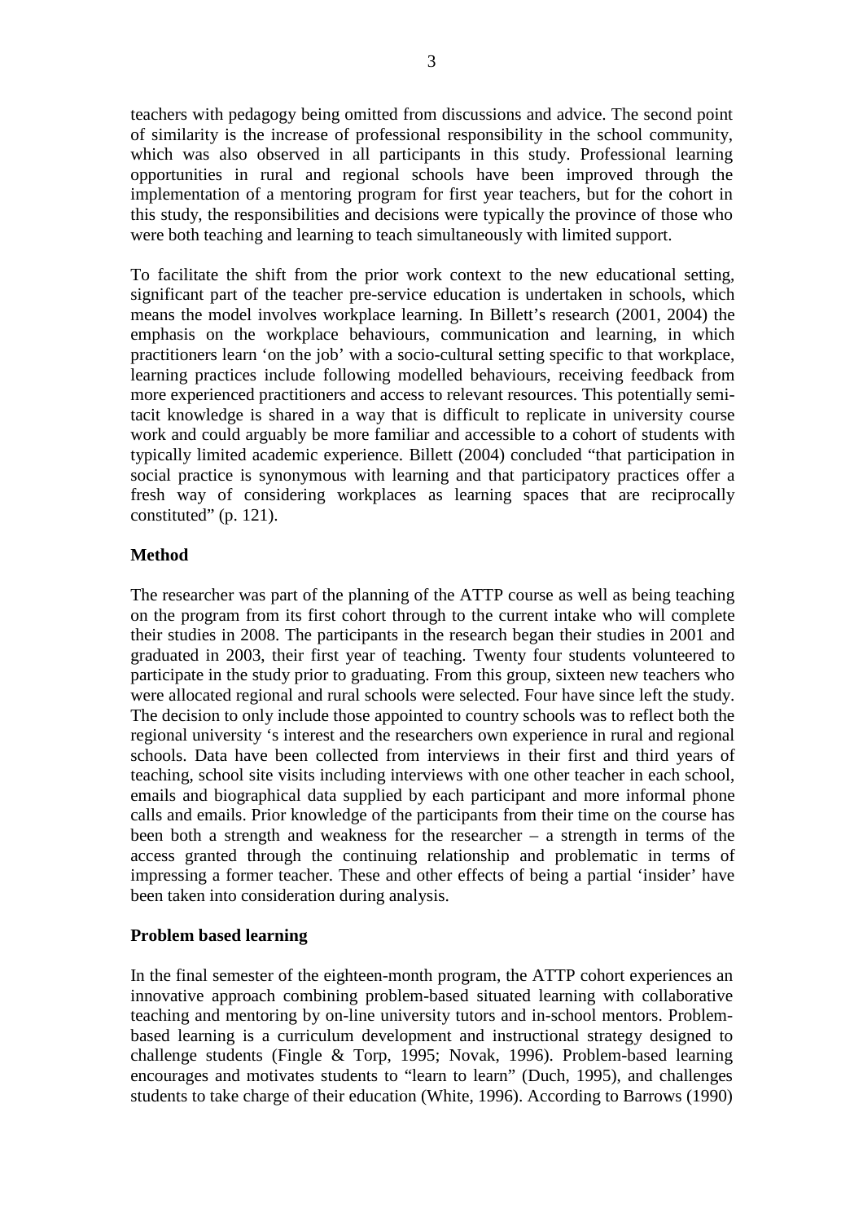teachers with pedagogy being omitted from discussions and advice. The second point of similarity is the increase of professional responsibility in the school community, which was also observed in all participants in this study. Professional learning opportunities in rural and regional schools have been improved through the implementation of a mentoring program for first year teachers, but for the cohort in this study, the responsibilities and decisions were typically the province of those who were both teaching and learning to teach simultaneously with limited support.

To facilitate the shift from the prior work context to the new educational setting, significant part of the teacher pre-service education is undertaken in schools, which means the model involves workplace learning. In Billett's research (2001, 2004) the emphasis on the workplace behaviours, communication and learning, in which practitioners learn 'on the job' with a socio-cultural setting specific to that workplace, learning practices include following modelled behaviours, receiving feedback from more experienced practitioners and access to relevant resources. This potentially semi-tacit knowledge is shared in a way that is difficult to replicate in university course work and could arguably be more familiar and accessible to a cohort of students with typically limited academic experience. Billett (2004) concluded "that participation in social practice is synonymous with learning and that participatory practices offer a fresh way of considering workplaces as learning spaces that are reciprocally constituted" (p. 121).

## Method

The researcher was part of the planning of the ATTP course as well as being teaching on the program from its first cohort through to the current intake who will complete their studies in 2008. The participants in the research began their studies in 2001 and graduated in 2003, their first year of teaching. Twenty four students volunteered to participate in the study prior to graduating. From this group, sixteen new teachers who were allocated regional and rural schools were selected. Four have since left the study. The decision to only include those appointed to country schools was to reflect both the regional university 's interest and the researchers own experience in rural and regional schools. Data have been collected from interviews in their first and third years of teaching, school site visits including interviews with one other teacher in each school, emails and biographical data supplied by each participant and more informal phone calls and emails. Prior knowledge of the participants from their time on the course has been both a strength and weakness for the researcher – a strength in terms of the access granted through the continuing relationship and problematic in terms of impressing a former teacher. These and other effects of being a partial 'insider' have been taken into consideration during analysis.

## Problem based learning

In the final semester of the eighteen-month program, the ATTP cohort experiences an innovative approach combining problem-based situated learning with collaborative teaching and mentoring by on-line university tutors and in-school mentors. Problem-based learning is a curriculum development and instructional strategy designed to challenge students (Fingle & Torp, 1995; Novak, 1996). Problem-based learning encourages and motivates students to "learn to learn" (Duch, 1995), and challenges students to take charge of their education (White, 1996). According to Barrows (1990)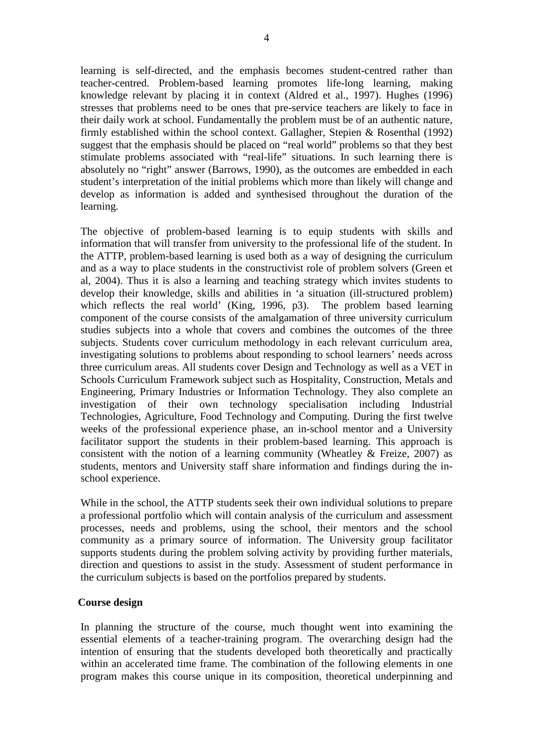learning is self-directed, and the emphasis becomes student-centred rather than teacher-centred. Problem-based learning promotes life-long learning, making knowledge relevant by placing it in context (Aldred et al., 1997). Hughes (1996) stresses that problems need to be ones that pre-service teachers are likely to face in their daily work at school. Fundamentally the problem must be of an authentic nature, firmly established within the school context. Gallagher, Stepien & Rosenthal (1992) suggest that the emphasis should be placed on "real world" problems so that they best stimulate problems associated with "real-life" situations. In such learning there is absolutely no "right" answer (Barrows, 1990), as the outcomes are embedded in each student's interpretation of the initial problems which more than likely will change and develop as information is added and synthesised throughout the duration of the learning.

The objective of problem-based learning is to equip students with skills and information that will transfer from university to the professional life of the student. In the ATTP, problem-based learning is used both as a way of designing the curriculum and as a way to place students in the constructivist role of problem solvers (Green et al, 2004). Thus it is also a learning and teaching strategy which invites students to develop their knowledge, skills and abilities in 'a situation (ill-structured problem) which reflects the real world' (King, 1996, p3). The problem based learning component of the course consists of the amalgamation of three university curriculum studies subjects into a whole that covers and combines the outcomes of the three subjects. Students cover curriculum methodology in each relevant curriculum area, investigating solutions to problems about responding to school learners' needs across three curriculum areas. All students cover Design and Technology as well as a VET in Schools Curriculum Framework subject such as Hospitality, Construction, Metals and Engineering, Primary Industries or Information Technology. They also complete an investigation of their own technology specialisation including Industrial Technologies, Agriculture, Food Technology and Computing. During the first twelve weeks of the professional experience phase, an in-school mentor and a University facilitator support the students in their problem-based learning. This approach is consistent with the notion of a learning community (Wheatley & Freize, 2007) as students, mentors and University staff share information and findings during the in-school experience.

While in the school, the ATTP students seek their own individual solutions to prepare a professional portfolio which will contain analysis of the curriculum and assessment processes, needs and problems, using the school, their mentors and the school community as a primary source of information. The University group facilitator supports students during the problem solving activity by providing further materials, direction and questions to assist in the study. Assessment of student performance in the curriculum subjects is based on the portfolios prepared by students.

## Course design

In planning the structure of the course, much thought went into examining the essential elements of a teacher-training program. The overarching design had the intention of ensuring that the students developed both theoretically and practically within an accelerated time frame. The combination of the following elements in one program makes this course unique in its composition, theoretical underpinning and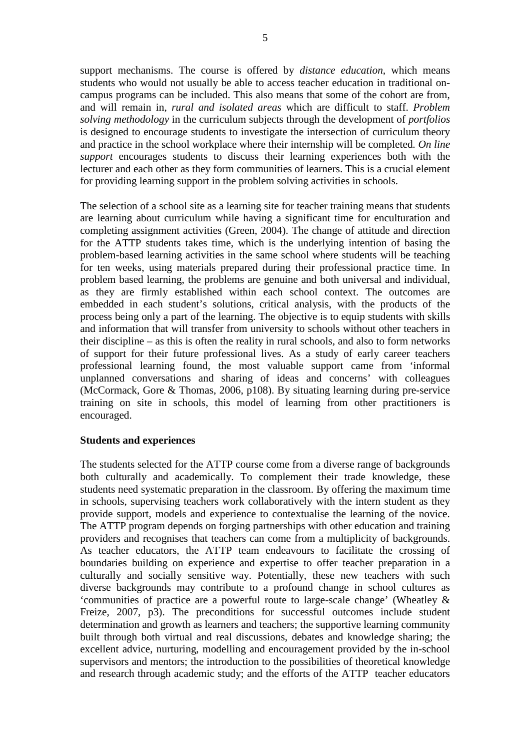support mechanisms. The course is offered by *distance education*, which means students who would not usually be able to access teacher education in traditional on-campus programs can be included. This also means that some of the cohort are from, and will remain in, *rural and isolated areas* which are difficult to staff. *Problem solving methodology* in the curriculum subjects through the development of *portfolios* is designed to encourage students to investigate the intersection of curriculum theory and practice in the school workplace where their internship will be completed. *On line support* encourages students to discuss their learning experiences both with the lecturer and each other as they form communities of learners. This is a crucial element for providing learning support in the problem solving activities in schools.

The selection of a school site as a learning site for teacher training means that students are learning about curriculum while having a significant time for enculturation and completing assignment activities (Green, 2004). The change of attitude and direction for the ATTP students takes time, which is the underlying intention of basing the problem-based learning activities in the same school where students will be teaching for ten weeks, using materials prepared during their professional practice time. In problem based learning, the problems are genuine and both universal and individual, as they are firmly established within each school context. The outcomes are embedded in each student's solutions, critical analysis, with the products of the process being only a part of the learning. The objective is to equip students with skills and information that will transfer from university to schools without other teachers in their discipline – as this is often the reality in rural schools, and also to form networks of support for their future professional lives. As a study of early career teachers professional learning found, the most valuable support came from 'informal unplanned conversations and sharing of ideas and concerns' with colleagues (McCormack, Gore & Thomas, 2006, p108). By situating learning during pre-service training on site in schools, this model of learning from other practitioners is encouraged.

**Students and experiences**

The students selected for the ATTP course come from a diverse range of backgrounds both culturally and academically. To complement their trade knowledge, these students need systematic preparation in the classroom. By offering the maximum time in schools, supervising teachers work collaboratively with the intern student as they provide support, models and experience to contextualise the learning of the novice. The ATTP program depends on forging partnerships with other education and training providers and recognises that teachers can come from a multiplicity of backgrounds. As teacher educators, the ATTP team endeavours to facilitate the crossing of boundaries building on experience and expertise to offer teacher preparation in a culturally and socially sensitive way. Potentially, these new teachers with such diverse backgrounds may contribute to a profound change in school cultures as 'communities of practice are a powerful route to large-scale change' (Wheatley & Freize, 2007, p3). The preconditions for successful outcomes include student determination and growth as learners and teachers; the supportive learning community built through both virtual and real discussions, debates and knowledge sharing; the excellent advice, nurturing, modelling and encouragement provided by the in-school supervisors and mentors; the introduction to the possibilities of theoretical knowledge and research through academic study; and the efforts of the ATTP teacher educators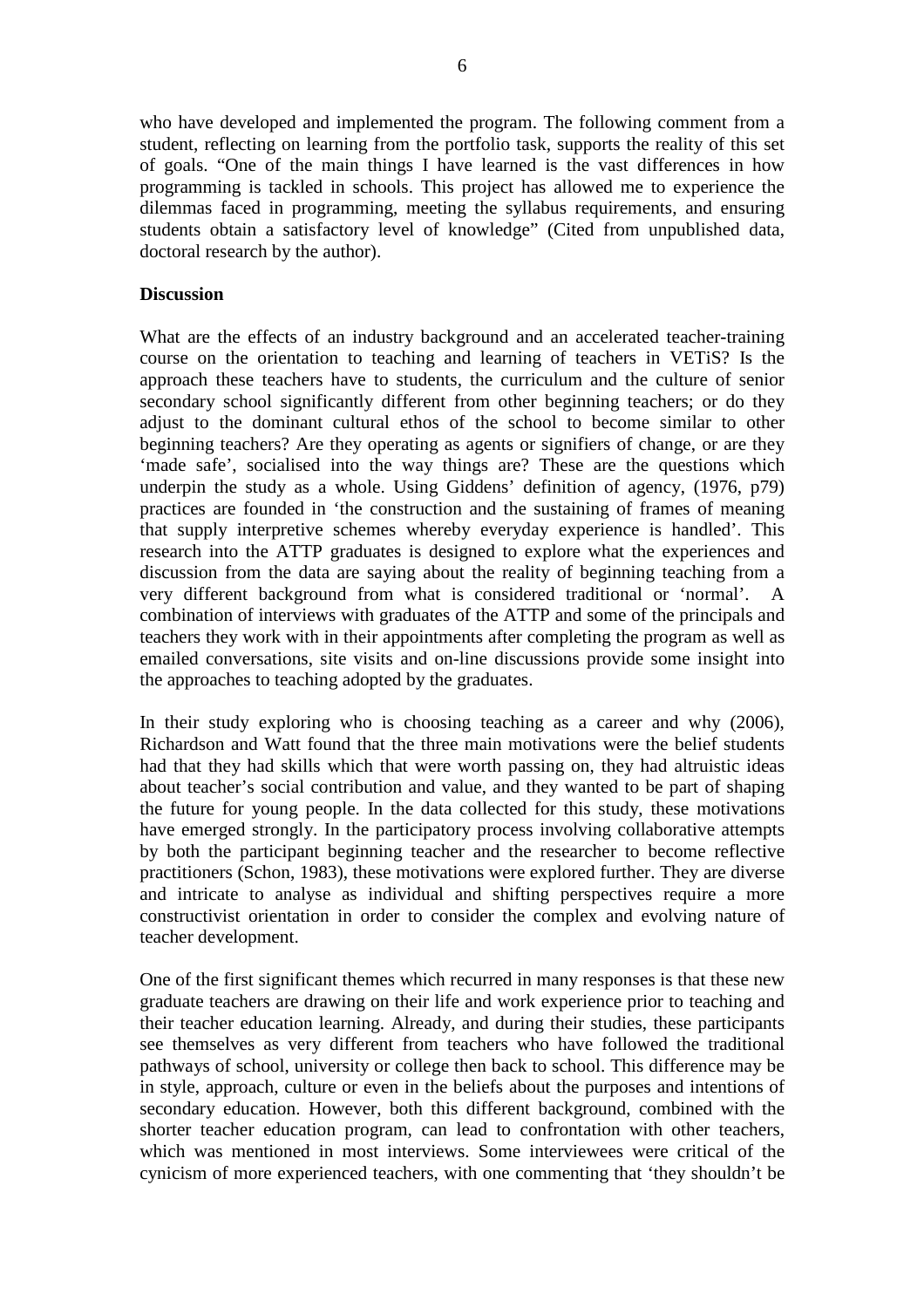who have developed and implemented the program. The following comment from a student, reflecting on learning from the portfolio task, supports the reality of this set of goals. "One of the main things I have learned is the vast differences in how programming is tackled in schools. This project has allowed me to experience the dilemmas faced in programming, meeting the syllabus requirements, and ensuring students obtain a satisfactory level of knowledge" (Cited from unpublished data, doctoral research by the author).

**Discussion**

What are the effects of an industry background and an accelerated teacher-training course on the orientation to teaching and learning of teachers in VETiS? Is the approach these teachers have to students, the curriculum and the culture of senior secondary school significantly different from other beginning teachers; or do they adjust to the dominant cultural ethos of the school to become similar to other beginning teachers? Are they operating as agents or signifiers of change, or are they 'made safe', socialised into the way things are? These are the questions which underpin the study as a whole. Using Giddens' definition of agency, (1976, p79) practices are founded in 'the construction and the sustaining of frames of meaning that supply interpretive schemes whereby everyday experience is handled'. This research into the ATTP graduates is designed to explore what the experiences and discussion from the data are saying about the reality of beginning teaching from a very different background from what is considered traditional or 'normal'. A combination of interviews with graduates of the ATTP and some of the principals and teachers they work with in their appointments after completing the program as well as emailed conversations, site visits and on-line discussions provide some insight into the approaches to teaching adopted by the graduates.

In their study exploring who is choosing teaching as a career and why (2006), Richardson and Watt found that the three main motivations were the belief students had that they had skills which that were worth passing on, they had altruistic ideas about teacher's social contribution and value, and they wanted to be part of shaping the future for young people. In the data collected for this study, these motivations have emerged strongly. In the participatory process involving collaborative attempts by both the participant beginning teacher and the researcher to become reflective practitioners (Schon, 1983), these motivations were explored further. They are diverse and intricate to analyse as individual and shifting perspectives require a more constructivist orientation in order to consider the complex and evolving nature of teacher development.

One of the first significant themes which recurred in many responses is that these new graduate teachers are drawing on their life and work experience prior to teaching and their teacher education learning. Already, and during their studies, these participants see themselves as very different from teachers who have followed the traditional pathways of school, university or college then back to school. This difference may be in style, approach, culture or even in the beliefs about the purposes and intentions of secondary education. However, both this different background, combined with the shorter teacher education program, can lead to confrontation with other teachers, which was mentioned in most interviews. Some interviewees were critical of the cynicism of more experienced teachers, with one commenting that 'they shouldn't be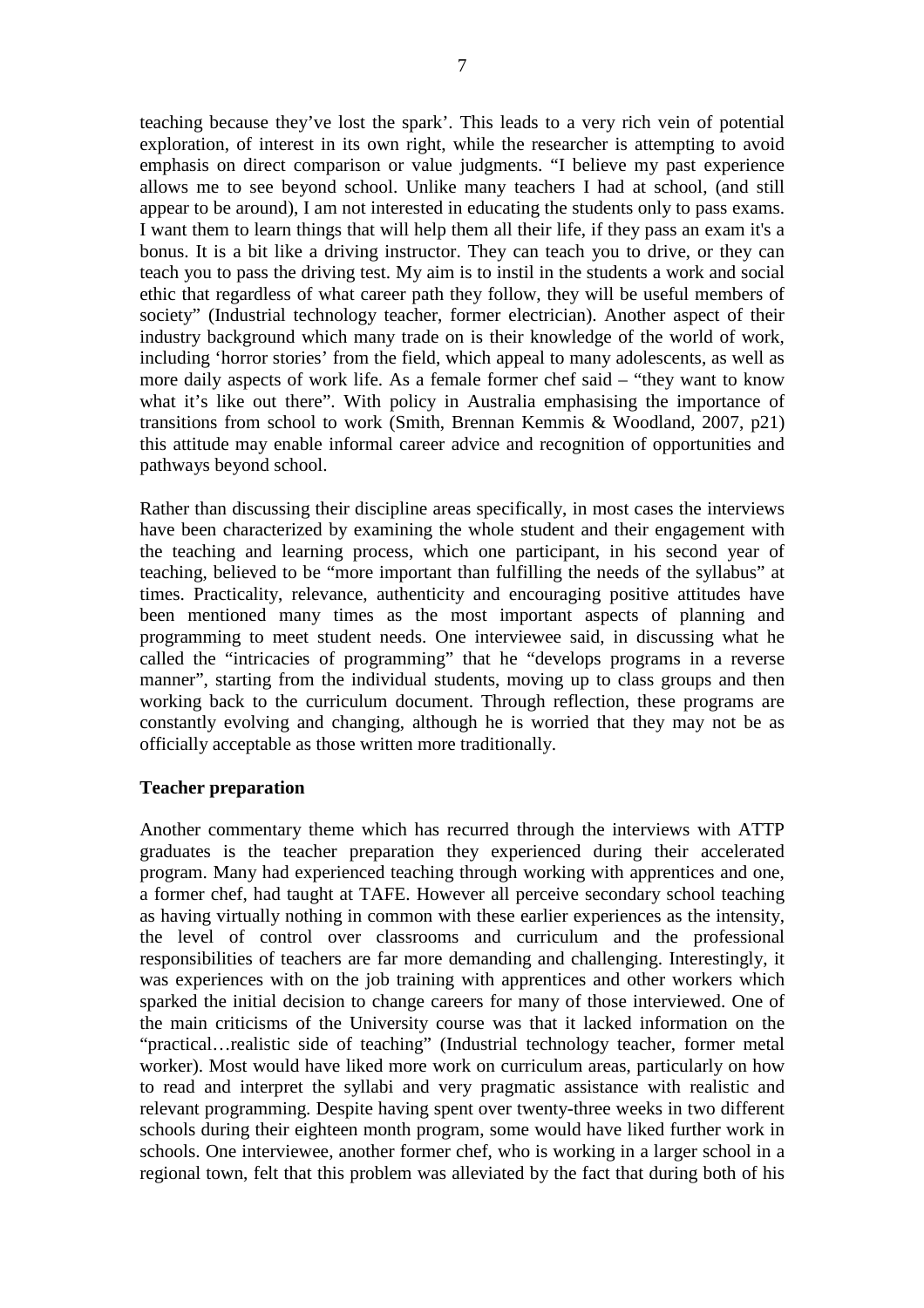teaching because they've lost the spark'. This leads to a very rich vein of potential exploration, of interest in its own right, while the researcher is attempting to avoid emphasis on direct comparison or value judgments. "I believe my past experience allows me to see beyond school. Unlike many teachers I had at school, (and still appear to be around), I am not interested in educating the students only to pass exams. I want them to learn things that will help them all their life, if they pass an exam it's a bonus. It is a bit like a driving instructor. They can teach you to drive, or they can teach you to pass the driving test. My aim is to instil in the students a work and social ethic that regardless of what career path they follow, they will be useful members of society" (Industrial technology teacher, former electrician). Another aspect of their industry background which many trade on is their knowledge of the world of work, including 'horror stories' from the field, which appeal to many adolescents, as well as more daily aspects of work life. As a female former chef said – "they want to know what it's like out there". With policy in Australia emphasising the importance of transitions from school to work (Smith, Brennan Kemmis & Woodland, 2007, p21) this attitude may enable informal career advice and recognition of opportunities and pathways beyond school.

Rather than discussing their discipline areas specifically, in most cases the interviews have been characterized by examining the whole student and their engagement with the teaching and learning process, which one participant, in his second year of teaching, believed to be "more important than fulfilling the needs of the syllabus" at times. Practicality, relevance, authenticity and encouraging positive attitudes have been mentioned many times as the most important aspects of planning and programming to meet student needs. One interviewee said, in discussing what he called the "intricacies of programming" that he "develops programs in a reverse manner", starting from the individual students, moving up to class groups and then working back to the curriculum document. Through reflection, these programs are constantly evolving and changing, although he is worried that they may not be as officially acceptable as those written more traditionally.

**Teacher preparation**

Another commentary theme which has recurred through the interviews with ATTP graduates is the teacher preparation they experienced during their accelerated program. Many had experienced teaching through working with apprentices and one, a former chef, had taught at TAFE. However all perceive secondary school teaching as having virtually nothing in common with these earlier experiences as the intensity, the level of control over classrooms and curriculum and the professional responsibilities of teachers are far more demanding and challenging. Interestingly, it was experiences with on the job training with apprentices and other workers which sparked the initial decision to change careers for many of those interviewed. One of the main criticisms of the University course was that it lacked information on the "practical…realistic side of teaching" (Industrial technology teacher, former metal worker). Most would have liked more work on curriculum areas, particularly on how to read and interpret the syllabi and very pragmatic assistance with realistic and relevant programming. Despite having spent over twenty-three weeks in two different schools during their eighteen month program, some would have liked further work in schools. One interviewee, another former chef, who is working in a larger school in a regional town, felt that this problem was alleviated by the fact that during both of his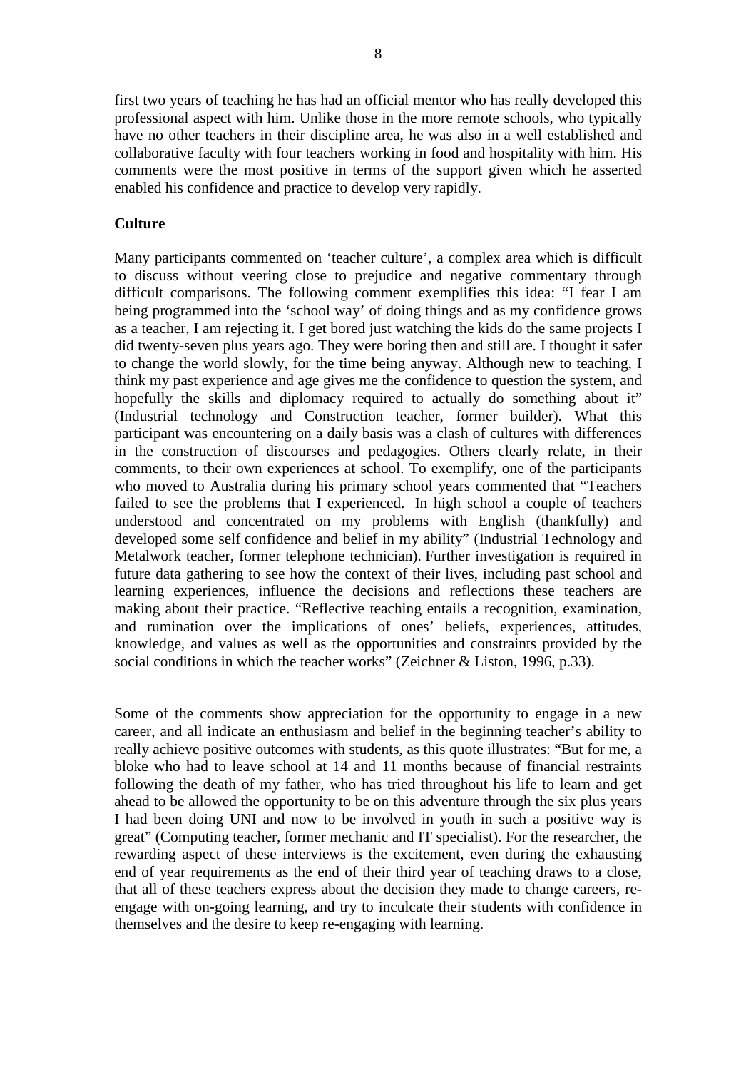first two years of teaching he has had an official mentor who has really developed this professional aspect with him. Unlike those in the more remote schools, who typically have no other teachers in their discipline area, he was also in a well established and collaborative faculty with four teachers working in food and hospitality with him. His comments were the most positive in terms of the support given which he asserted enabled his confidence and practice to develop very rapidly.

## Culture

Many participants commented on 'teacher culture', a complex area which is difficult to discuss without veering close to prejudice and negative commentary through difficult comparisons. The following comment exemplifies this idea: "I fear I am being programmed into the 'school way' of doing things and as my confidence grows as a teacher, I am rejecting it. I get bored just watching the kids do the same projects I did twenty-seven plus years ago. They were boring then and still are. I thought it safer to change the world slowly, for the time being anyway. Although new to teaching, I think my past experience and age gives me the confidence to question the system, and hopefully the skills and diplomacy required to actually do something about it" (Industrial technology and Construction teacher, former builder). What this participant was encountering on a daily basis was a clash of cultures with differences in the construction of discourses and pedagogies. Others clearly relate, in their comments, to their own experiences at school. To exemplify, one of the participants who moved to Australia during his primary school years commented that "Teachers failed to see the problems that I experienced. In high school a couple of teachers understood and concentrated on my problems with English (thankfully) and developed some self confidence and belief in my ability" (Industrial Technology and Metalwork teacher, former telephone technician). Further investigation is required in future data gathering to see how the context of their lives, including past school and learning experiences, influence the decisions and reflections these teachers are making about their practice. "Reflective teaching entails a recognition, examination, and rumination over the implications of ones' beliefs, experiences, attitudes, knowledge, and values as well as the opportunities and constraints provided by the social conditions in which the teacher works" (Zeichner & Liston, 1996, p.33).

Some of the comments show appreciation for the opportunity to engage in a new career, and all indicate an enthusiasm and belief in the beginning teacher's ability to really achieve positive outcomes with students, as this quote illustrates: "But for me, a bloke who had to leave school at 14 and 11 months because of financial restraints following the death of my father, who has tried throughout his life to learn and get ahead to be allowed the opportunity to be on this adventure through the six plus years I had been doing UNI and now to be involved in youth in such a positive way is great" (Computing teacher, former mechanic and IT specialist). For the researcher, the rewarding aspect of these interviews is the excitement, even during the exhausting end of year requirements as the end of their third year of teaching draws to a close, that all of these teachers express about the decision they made to change careers, re-engage with on-going learning, and try to inculcate their students with confidence in themselves and the desire to keep re-engaging with learning.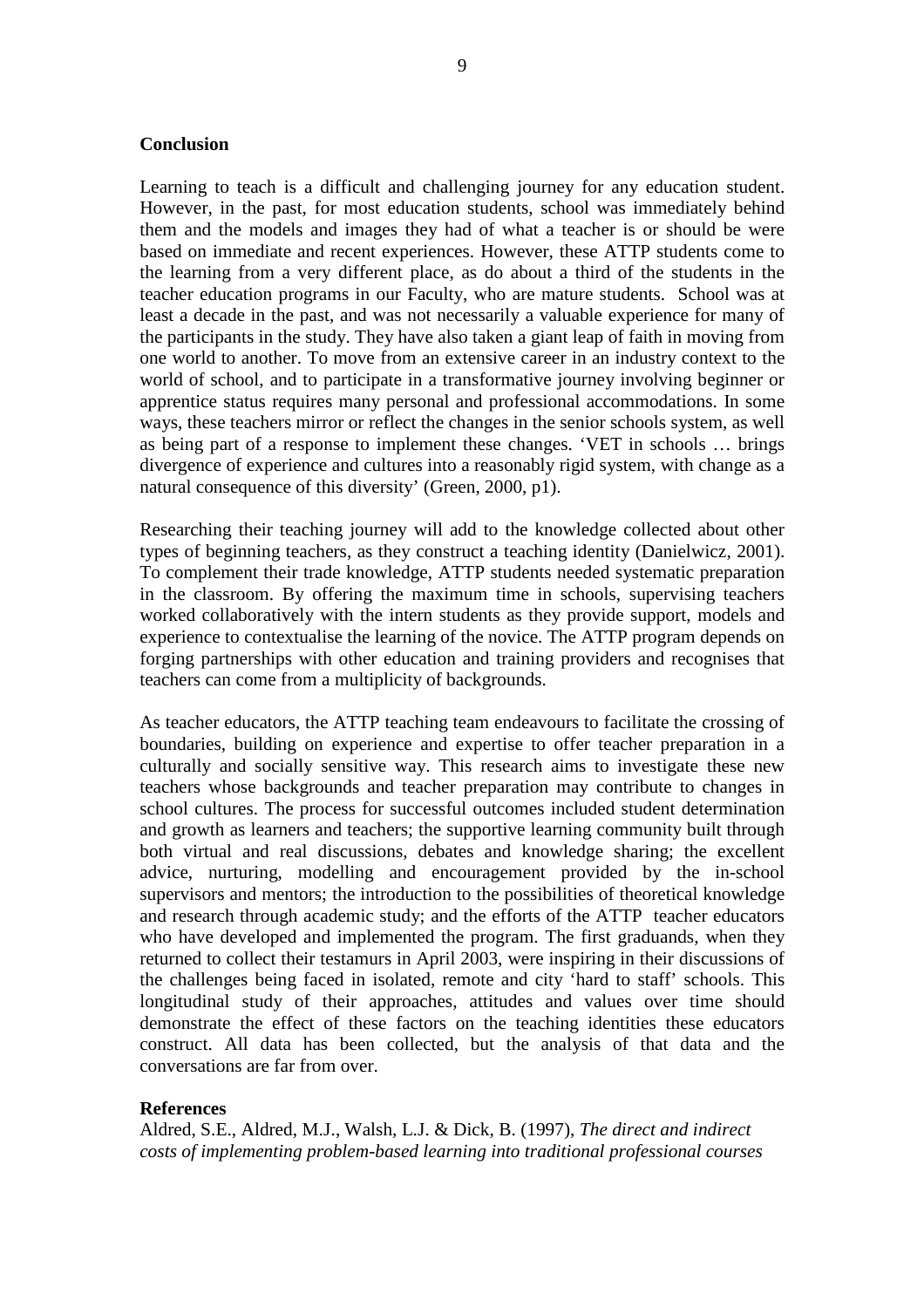**Conclusion**

Learning to teach is a difficult and challenging journey for any education student. However, in the past, for most education students, school was immediately behind them and the models and images they had of what a teacher is or should be were based on immediate and recent experiences. However, these ATTP students come to the learning from a very different place, as do about a third of the students in the teacher education programs in our Faculty, who are mature students. School was at least a decade in the past, and was not necessarily a valuable experience for many of the participants in the study. They have also taken a giant leap of faith in moving from one world to another. To move from an extensive career in an industry context to the world of school, and to participate in a transformative journey involving beginner or apprentice status requires many personal and professional accommodations. In some ways, these teachers mirror or reflect the changes in the senior schools system, as well as being part of a response to implement these changes. 'VET in schools … brings divergence of experience and cultures into a reasonably rigid system, with change as a natural consequence of this diversity' (Green, 2000, p1).

Researching their teaching journey will add to the knowledge collected about other types of beginning teachers, as they construct a teaching identity (Danielwicz, 2001). To complement their trade knowledge, ATTP students needed systematic preparation in the classroom. By offering the maximum time in schools, supervising teachers worked collaboratively with the intern students as they provide support, models and experience to contextualise the learning of the novice. The ATTP program depends on forging partnerships with other education and training providers and recognises that teachers can come from a multiplicity of backgrounds.

As teacher educators, the ATTP teaching team endeavours to facilitate the crossing of boundaries, building on experience and expertise to offer teacher preparation in a culturally and socially sensitive way. This research aims to investigate these new teachers whose backgrounds and teacher preparation may contribute to changes in school cultures. The process for successful outcomes included student determination and growth as learners and teachers; the supportive learning community built through both virtual and real discussions, debates and knowledge sharing; the excellent advice, nurturing, modelling and encouragement provided by the in-school supervisors and mentors; the introduction to the possibilities of theoretical knowledge and research through academic study; and the efforts of the ATTP teacher educators who have developed and implemented the program. The first graduands, when they returned to collect their testamurs in April 2003, were inspiring in their discussions of the challenges being faced in isolated, remote and city 'hard to staff' schools. This longitudinal study of their approaches, attitudes and values over time should demonstrate the effect of these factors on the teaching identities these educators construct. All data has been collected, but the analysis of that data and the conversations are far from over.

**References**

Aldred, S.E., Aldred, M.J., Walsh, L.J. & Dick, B. (1997), *The direct and indirect costs of implementing problem-based learning into traditional professional courses*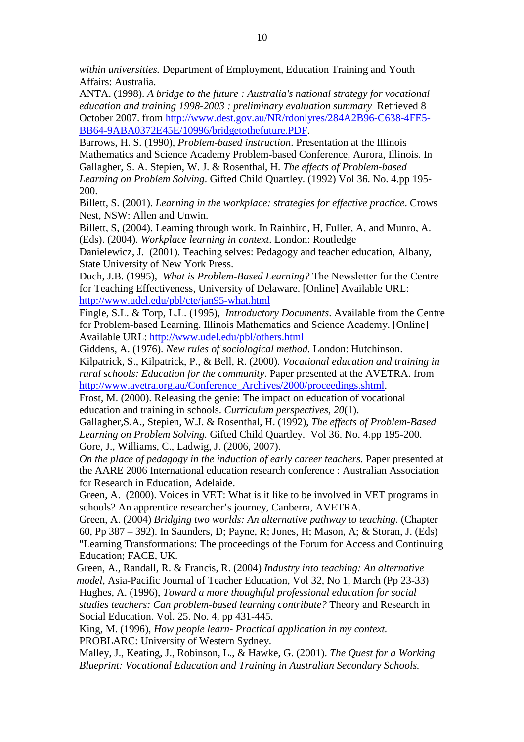*within universities.* Department of Employment, Education Training and Youth Affairs: Australia.

ANTA. (1998). *A bridge to the future : Australia's national strategy for vocational education and training 1998-2003 : preliminary evaluation summary* Retrieved 8 October 2007. from http://www.dest.gov.au/NR/rdonlyres/284A2B96-C638-4FE5-BB64-9ABA0372E45E/10996/bridgetothefuture.PDF.

Barrows, H. S. (1990), *Problem-based instruction*. Presentation at the Illinois Mathematics and Science Academy Problem-based Conference, Aurora, Illinois. In Gallagher, S. A. Stepien, W. J. & Rosenthal, H. *The effects of Problem-based Learning on Problem Solving*. Gifted Child Quartley. (1992) Vol 36. No. 4.pp 195-200.

Billett, S. (2001). *Learning in the workplace: strategies for effective practice*. Crows Nest, NSW: Allen and Unwin.

Billett, S, (2004). Learning through work. In Rainbird, H, Fuller, A, and Munro, A. (Eds). (2004). *Workplace learning in context*. London: Routledge

Danielewicz, J. (2001). Teaching selves: Pedagogy and teacher education, Albany, State University of New York Press.

Duch, J.B. (1995), *What is Problem-Based Learning?* The Newsletter for the Centre for Teaching Effectiveness, University of Delaware. [Online] Available URL: http://www.udel.edu/pbl/cte/jan95-what.html

Fingle, S.L. & Torp, L.L. (1995), *Introductory Documents*. Available from the Centre for Problem-based Learning. Illinois Mathematics and Science Academy. [Online] Available URL: http://www.udel.edu/pbl/others.html

Giddens, A. (1976). *New rules of sociological method.* London: Hutchinson.

Kilpatrick, S., Kilpatrick, P., & Bell, R. (2000). *Vocational education and training in rural schools: Education for the community*. Paper presented at the AVETRA. from http://www.avetra.org.au/Conference_Archives/2000/proceedings.shtml.

Frost, M. (2000). Releasing the genie: The impact on education of vocational education and training in schools. *Curriculum perspectives, 20*(1).

Gallagher,S.A., Stepien, W.J. & Rosenthal, H. (1992), *The effects of Problem-Based Learning on Problem Solving.* Gifted Child Quartley. Vol 36. No. 4.pp 195-200.

Gore, J., Williams, C., Ladwig, J. (2006, 2007).
*On the place of pedagogy in the induction of early career teachers.* Paper presented at the AARE 2006 International education research conference : Australian Association for Research in Education, Adelaide.

Green, A. (2000). Voices in VET: What is it like to be involved in VET programs in schools? An apprentice researcher's journey, Canberra, AVETRA.

Green, A. (2004) *Bridging two worlds: An alternative pathway to teaching.* (Chapter 60, Pp 387 – 392). In Saunders, D; Payne, R; Jones, H; Mason, A; & Storan, J. (Eds) "Learning Transformations: The proceedings of the Forum for Access and Continuing Education; FACE, UK.

Green, A., Randall, R. & Francis, R. (2004) *Industry into teaching: An alternative model*, Asia-Pacific Journal of Teacher Education, Vol 32, No 1, March (Pp 23-33)

Hughes, A. (1996), *Toward a more thoughtful professional education for social studies teachers: Can problem-based learning contribute?* Theory and Research in Social Education. Vol. 25. No. 4, pp 431-445.

King, M. (1996), *How people learn- Practical application in my context.* PROBLARC: University of Western Sydney.

Malley, J., Keating, J., Robinson, L., & Hawke, G. (2001). *The Quest for a Working Blueprint: Vocational Education and Training in Australian Secondary Schools.*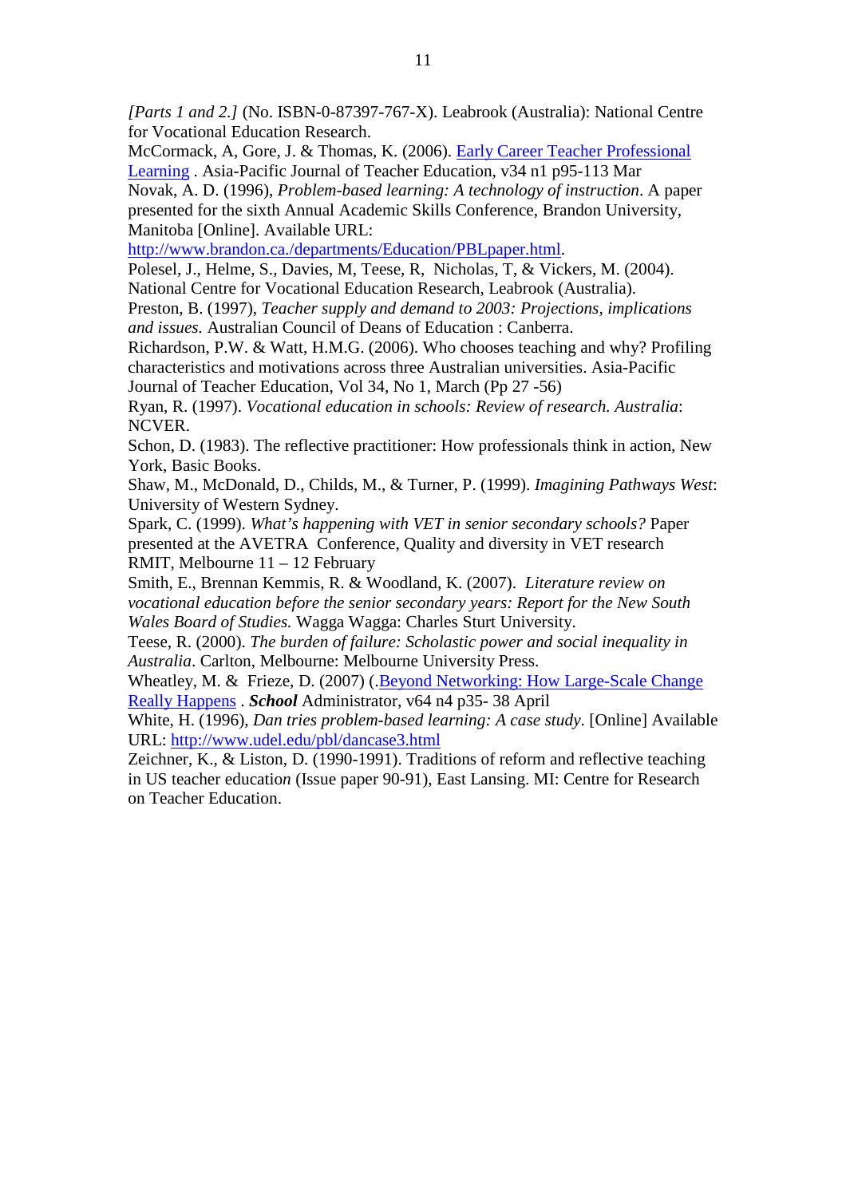*[Parts 1 and 2.]* (No. ISBN-0-87397-767-X). Leabrook (Australia): National Centre for Vocational Education Research.

McCormack, A, Gore, J. & Thomas, K. (2006). Early Career Teacher Professional Learning . Asia-Pacific Journal of Teacher Education, v34 n1 p95-113 Mar

Novak, A. D. (1996), *Problem-based learning: A technology of instruction*. A paper presented for the sixth Annual Academic Skills Conference, Brandon University, Manitoba [Online]. Available URL: http://www.brandon.ca./departments/Education/PBLpaper.html.

Polesel, J., Helme, S., Davies, M, Teese, R, Nicholas, T, & Vickers, M. (2004). National Centre for Vocational Education Research, Leabrook (Australia).

Preston, B. (1997), *Teacher supply and demand to 2003: Projections, implications and issues.* Australian Council of Deans of Education : Canberra.

Richardson, P.W. & Watt, H.M.G. (2006). Who chooses teaching and why? Profiling characteristics and motivations across three Australian universities. Asia-Pacific Journal of Teacher Education, Vol 34, No 1, March (Pp 27 -56)

Ryan, R. (1997). *Vocational education in schools: Review of research. Australia*: NCVER.

Schon, D. (1983). The reflective practitioner: How professionals think in action, New York, Basic Books.

Shaw, M., McDonald, D., Childs, M., & Turner, P. (1999). *Imagining Pathways West*: University of Western Sydney.

Spark, C. (1999). *What's happening with VET in senior secondary schools?* Paper presented at the AVETRA Conference, Quality and diversity in VET research RMIT, Melbourne 11 – 12 February

Smith, E., Brennan Kemmis, R. & Woodland, K. (2007). *Literature review on vocational education before the senior secondary years: Report for the New South Wales Board of Studies.* Wagga Wagga: Charles Sturt University.

Teese, R. (2000). *The burden of failure: Scholastic power and social inequality in Australia*. Carlton, Melbourne: Melbourne University Press.

Wheatley, M. & Frieze, D. (2007) (.Beyond Networking: How Large-Scale Change Really Happens . ***School*** Administrator, v64 n4 p35- 38 April

White, H. (1996), *Dan tries problem-based learning: A case study*. [Online] Available URL: http://www.udel.edu/pbl/dancase3.html

Zeichner, K., & Liston, D. (1990-1991). Traditions of reform and reflective teaching in US teacher educatio*n* (Issue paper 90-91), East Lansing. MI: Centre for Research on Teacher Education.